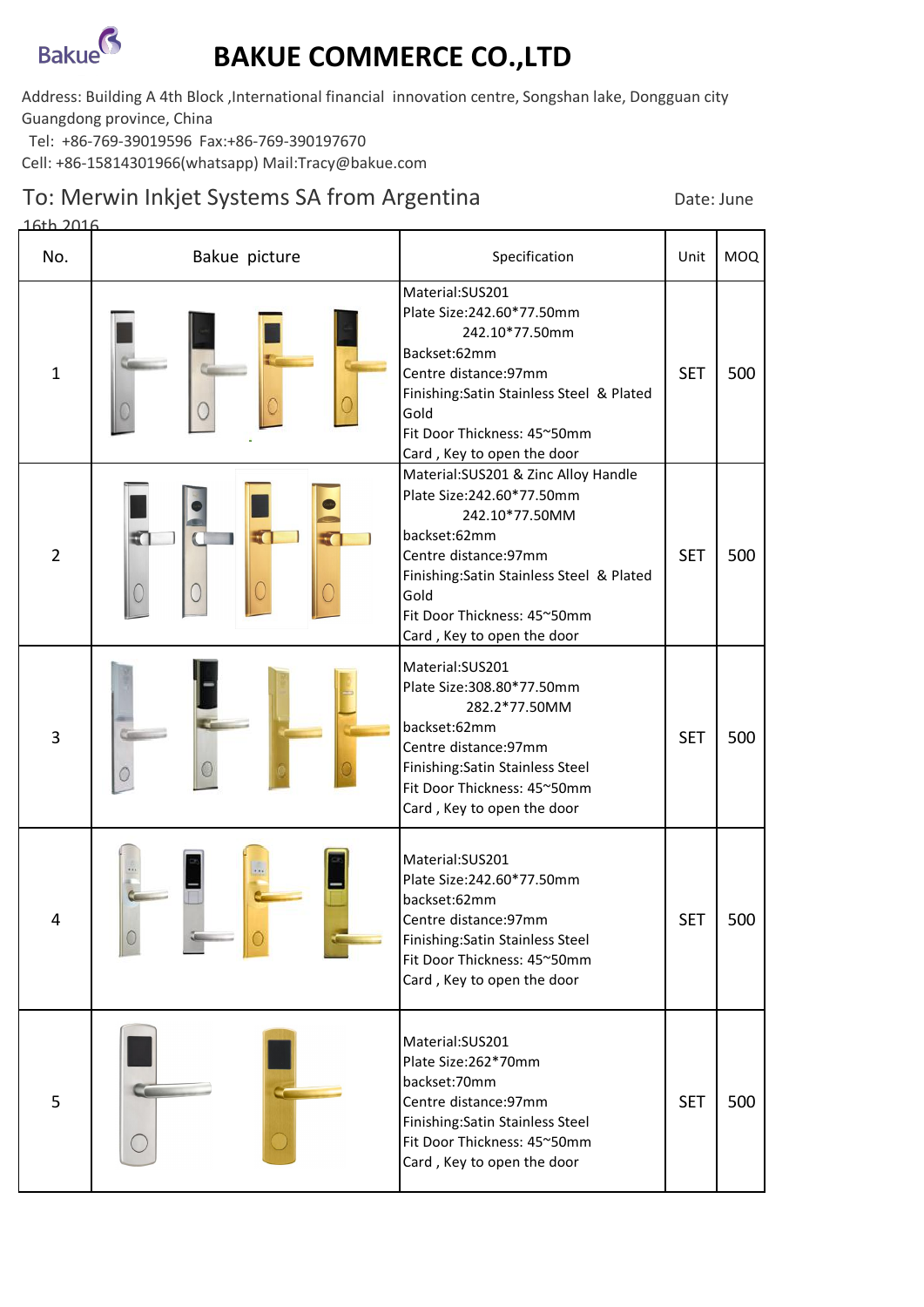# BAKUE COMMERCE CO.,LTD

Address: Building A 4th Block ,International financial innovation centre, Songshan lake, Dongguan city Guangdong province, China

Tel: +86-769-39019596 Fax:+86-769-390197670

Cell: +86-15814301966(whatsapp) Mail:Tracy@bakue.com

## To: Merwin Inkjet Systems SA from Argentina

Date: June 16th 2016

| No. | Bakue picture | Specification | Unit | MOQ |
|---|---|---|---|---|
| 1 | | Material:SUS201<br>Plate Size:242.60*77.50mm<br>242.10*77.50mm<br>Backset:62mm<br>Centre distance:97mm<br>Finishing:Satin Stainless Steel & Plated Gold<br>Fit Door Thickness: 45~50mm<br>Card , Key to open the door | SET | 500 |
| 2 | | Material:SUS201 & Zinc Alloy Handle<br>Plate Size:242.60*77.50mm<br>242.10*77.50MM<br>backset:62mm<br>Centre distance:97mm<br>Finishing:Satin Stainless Steel & Plated Gold<br>Fit Door Thickness: 45~50mm<br>Card , Key to open the door | SET | 500 |
| 3 | | Material:SUS201<br>Plate Size:308.80*77.50mm<br>282.2*77.50MM<br>backset:62mm<br>Centre distance:97mm<br>Finishing:Satin Stainless Steel<br>Fit Door Thickness: 45~50mm<br>Card , Key to open the door | SET | 500 |
| 4 | | Material:SUS201<br>Plate Size:242.60*77.50mm<br>backset:62mm<br>Centre distance:97mm<br>Finishing:Satin Stainless Steel<br>Fit Door Thickness: 45~50mm<br>Card , Key to open the door | SET | 500 |
| 5 | | Material:SUS201<br>Plate Size:262*70mm<br>backset:70mm<br>Centre distance:97mm<br>Finishing:Satin Stainless Steel<br>Fit Door Thickness: 45~50mm<br>Card , Key to open the door | SET | 500 |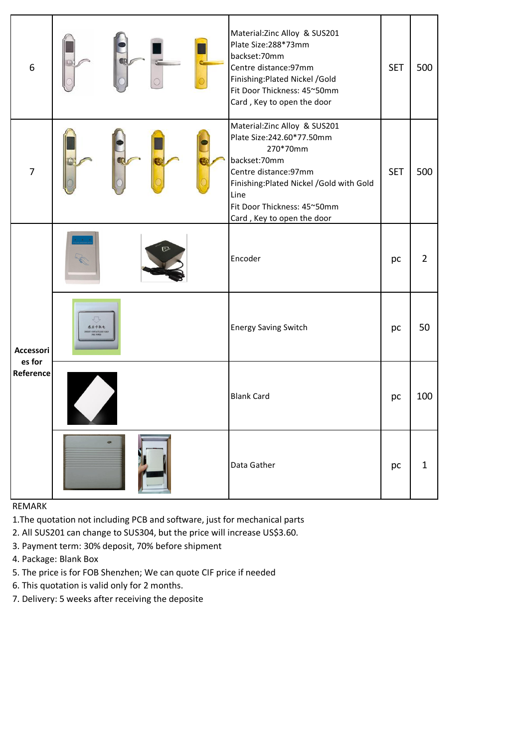| | | | | |
|---|---|---|---|---|
| 6 | | Material:Zinc Alloy & SUS201<br>Plate Size:288*73mm<br>backset:70mm<br>Centre distance:97mm<br>Finishing:Plated Nickel /Gold<br>Fit Door Thickness: 45~50mm<br>Card , Key to open the door | SET | 500 |
| 7 | | Material:Zinc Alloy & SUS201<br>Plate Size:242.60*77.50mm<br>270*70mm<br>backset:70mm<br>Centre distance:97mm<br>Finishing:Plated Nickel /Gold with Gold Line<br>Fit Door Thickness: 45~50mm<br>Card , Key to open the door | SET | 500 |
| **Accessories for Reference** | | Encoder | pc | 2 |
| | | Energy Saving Switch | pc | 50 |
| | | Blank Card | pc | 100 |
| | | Data Gather | pc | 1 |

REMARK

1.The quotation not including PCB and software, just for mechanical parts

2. All SUS201 can change to SUS304, but the price will increase US$3.60.

3. Payment term: 30% deposit, 70% before shipment

4. Package: Blank Box

5. The price is for FOB Shenzhen; We can quote CIF price if needed

6. This quotation is valid only for 2 months.

7. Delivery: 5 weeks after receiving the deposite